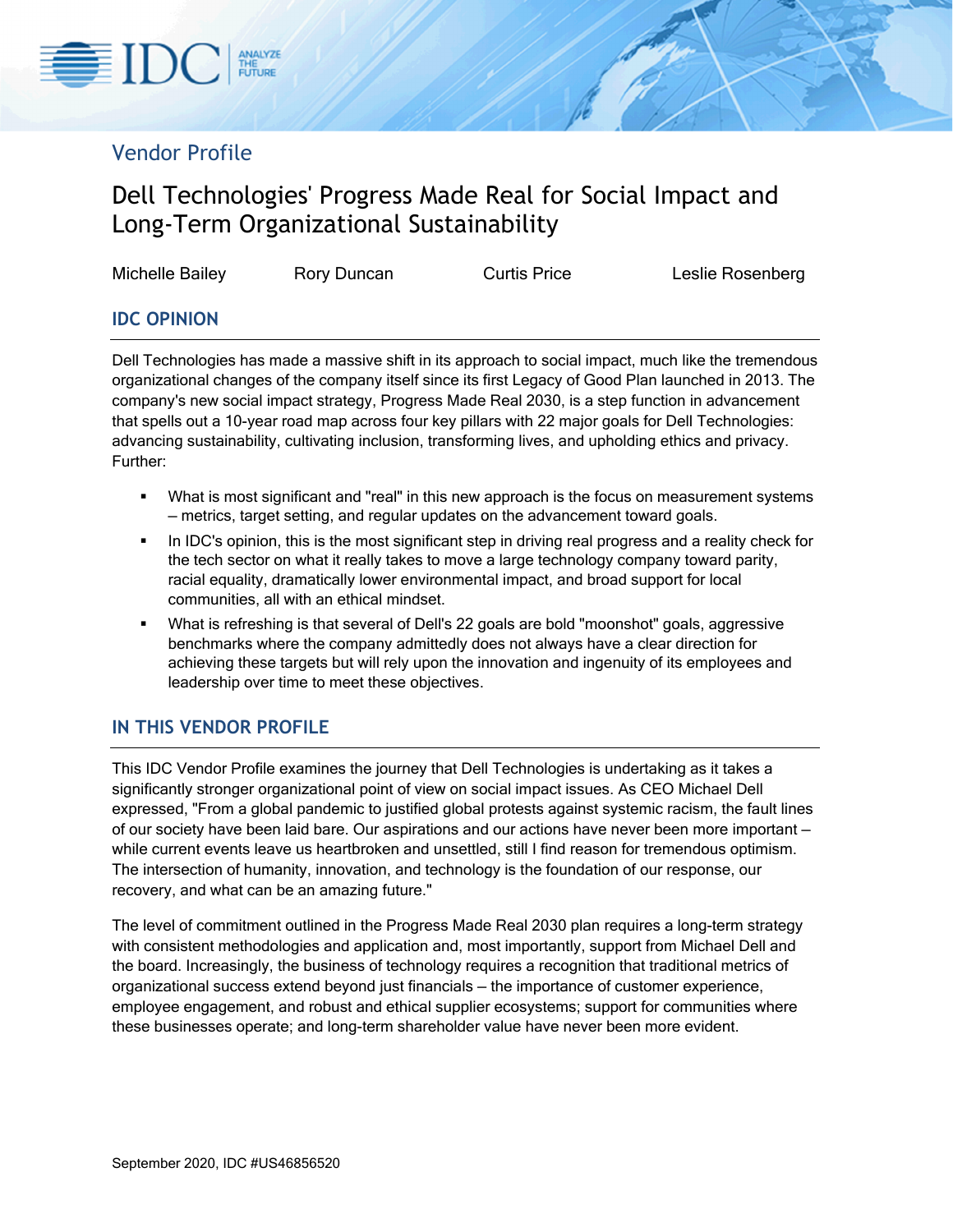Vendor Profile

# Dell Technologies' Progress Made Real for Social Impact and Long-Term Organizational Sustainability

Michelle Bailey Rory Duncan Curtis Price Leslie Rosenberg

## IDC OPINION

Dell Technologies has made a massive shift in its approach to social impact, much like the tremendous organizational changes of the company itself since its first Legacy of Good Plan launched in 2013. The company's new social impact strategy, Progress Made Real 2030, is a step function in advancement that spells out a 10-year road map across four key pillars with 22 major goals for Dell Technologies: advancing sustainability, cultivating inclusion, transforming lives, and upholding ethics and privacy. Further:

- What is most significant and "real" in this new approach is the focus on measurement systems – metrics, target setting, and regular updates on the advancement toward goals.
- In IDC's opinion, this is the most significant step in driving real progress and a reality check for the tech sector on what it really takes to move a large technology company toward parity, racial equality, dramatically lower environmental impact, and broad support for local communities, all with an ethical mindset.
- What is refreshing is that several of Dell's 22 goals are bold "moonshot" goals, aggressive benchmarks where the company admittedly does not always have a clear direction for achieving these targets but will rely upon the innovation and ingenuity of its employees and leadership over time to meet these objectives.

## IN THIS VENDOR PROFILE

This IDC Vendor Profile examines the journey that Dell Technologies is undertaking as it takes a significantly stronger organizational point of view on social impact issues. As CEO Michael Dell expressed, "From a global pandemic to justified global protests against systemic racism, the fault lines of our society have been laid bare. Our aspirations and our actions have never been more important – while current events leave us heartbroken and unsettled, still I find reason for tremendous optimism. The intersection of humanity, innovation, and technology is the foundation of our response, our recovery, and what can be an amazing future."

The level of commitment outlined in the Progress Made Real 2030 plan requires a long-term strategy with consistent methodologies and application and, most importantly, support from Michael Dell and the board. Increasingly, the business of technology requires a recognition that traditional metrics of organizational success extend beyond just financials – the importance of customer experience, employee engagement, and robust and ethical supplier ecosystems; support for communities where these businesses operate; and long-term shareholder value have never been more evident.

September 2020, IDC #US46856520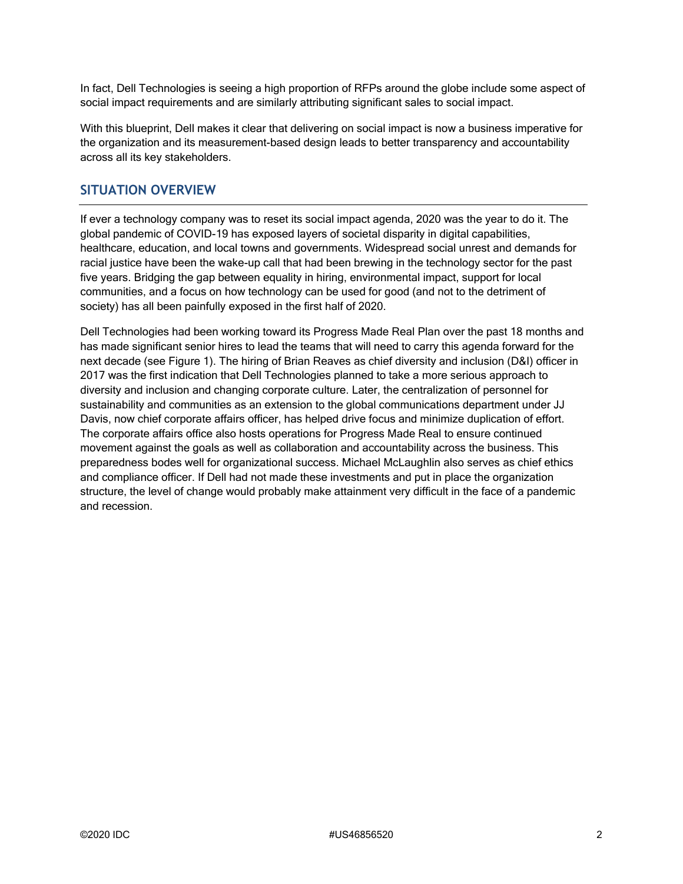In fact, Dell Technologies is seeing a high proportion of RFPs around the globe include some aspect of social impact requirements and are similarly attributing significant sales to social impact.

With this blueprint, Dell makes it clear that delivering on social impact is now a business imperative for the organization and its measurement-based design leads to better transparency and accountability across all its key stakeholders.

## SITUATION OVERVIEW

If ever a technology company was to reset its social impact agenda, 2020 was the year to do it. The global pandemic of COVID-19 has exposed layers of societal disparity in digital capabilities, healthcare, education, and local towns and governments. Widespread social unrest and demands for racial justice have been the wake-up call that had been brewing in the technology sector for the past five years. Bridging the gap between equality in hiring, environmental impact, support for local communities, and a focus on how technology can be used for good (and not to the detriment of society) has all been painfully exposed in the first half of 2020.

Dell Technologies had been working toward its Progress Made Real Plan over the past 18 months and has made significant senior hires to lead the teams that will need to carry this agenda forward for the next decade (see Figure 1). The hiring of Brian Reaves as chief diversity and inclusion (D&I) officer in 2017 was the first indication that Dell Technologies planned to take a more serious approach to diversity and inclusion and changing corporate culture. Later, the centralization of personnel for sustainability and communities as an extension to the global communications department under JJ Davis, now chief corporate affairs officer, has helped drive focus and minimize duplication of effort. The corporate affairs office also hosts operations for Progress Made Real to ensure continued movement against the goals as well as collaboration and accountability across the business. This preparedness bodes well for organizational success. Michael McLaughlin also serves as chief ethics and compliance officer. If Dell had not made these investments and put in place the organization structure, the level of change would probably make attainment very difficult in the face of a pandemic and recession.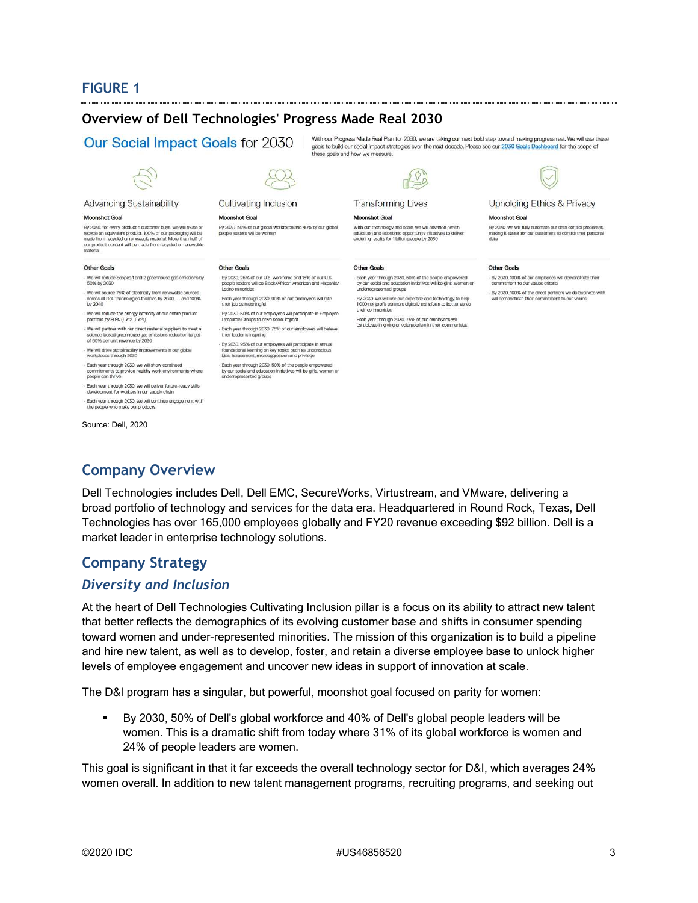## FIGURE 1

### Overview of Dell Technologies' Progress Made Real 2030

## Our Social Impact Goals for 2030

With our Progress Made Real Plan for 2030, we are taking our next bold step toward making progress real. We will use these goals to build our social impact strategies over the next decade. Please see our 2030 Goals Dashboard for the scope of these goals and how we measure.

### Advancing Sustainability

**Moonshot Goal**

By 2030, for every product a customer buys, we will reuse or recycle an equivalent product. 100% of our packaging will be made from recycled or renewable material. More than half of our product content will be made from recycled or renewable material.

**Other Goals**

- We will reduce Scopes 1 and 2 greenhouse gas emissions by 50% by 2030
- We will source 75% of electricity from renewable sources across all Dell Technologies facilities by 2030 — and 100% by 2040
- We will reduce the energy intensity of our entire product portfolio by 80% (FY12–FY21)
- We will partner with our direct material suppliers to meet a science-based greenhouse gas emissions reduction target of 60% per unit revenue by 2030
- We will drive sustainability improvements in our global workplaces through 2030
- Each year through 2030, we will show continued commitments to provide healthy work environments where people can thrive
- Each year through 2030, we will deliver future-ready skills development for workers in our supply chain
- Each year through 2030, we will continue engagement with the people who make our products

### Cultivating Inclusion

**Moonshot Goal**

By 2030, 50% of our global workforce and 40% of our global people leaders will be women

**Other Goals**

- By 2030, 25% of our U.S. workforce and 15% of our U.S. people leaders will be Black/African American and Hispanic/Latino minorities
- Each year through 2030, 90% of our employees will rate their job as meaningful
- By 2030, 50% of our employees will participate in Employee Resource Groups to drive social impact
- Each year through 2030, 75% of our employees will believe their leader is inspiring
- By 2030, 95% of our employees will participate in annual foundational learning on key topics such as unconscious bias, harassment, microaggression and privilege
- Each year through 2030, 50% of the people empowered by our social and education initiatives will be girls, women or underrepresented groups

### Transforming Lives

**Moonshot Goal**

With our technology and scale, we will advance health, education and economic opportunity initiatives to deliver enduring results for 1 billion people by 2030

**Other Goals**

- Each year through 2030, 50% of the people empowered by our social and education initiatives will be girls, women or underrepresented groups
- By 2030, we will use our expertise and technology to help 1,000 nonprofit partners digitally transform to better serve their communities
- Each year through 2030, 75% of our employees will participate in giving or volunteerism in their communities

### Upholding Ethics & Privacy

**Moonshot Goal**

By 2030, we will fully automate our data control processes, making it easier for our customers to control their personal data

**Other Goals**

- By 2030, 100% of our employees will demonstrate their commitment to our values criteria
- By 2030, 100% of the direct partners we do business with will demonstrate their commitment to our values

Source: Dell, 2020

## Company Overview

Dell Technologies includes Dell, Dell EMC, SecureWorks, Virtustream, and VMware, delivering a broad portfolio of technology and services for the data era. Headquartered in Round Rock, Texas, Dell Technologies has over 165,000 employees globally and FY20 revenue exceeding $92 billion. Dell is a market leader in enterprise technology solutions.

## Company Strategy

### *Diversity and Inclusion*

At the heart of Dell Technologies Cultivating Inclusion pillar is a focus on its ability to attract new talent that better reflects the demographics of its evolving customer base and shifts in consumer spending toward women and under-represented minorities. The mission of this organization is to build a pipeline and hire new talent, as well as to develop, foster, and retain a diverse employee base to unlock higher levels of employee engagement and uncover new ideas in support of innovation at scale.

The D&I program has a singular, but powerful, moonshot goal focused on parity for women:

- By 2030, 50% of Dell's global workforce and 40% of Dell's global people leaders will be women. This is a dramatic shift from today where 31% of its global workforce is women and 24% of people leaders are women.

This goal is significant in that it far exceeds the overall technology sector for D&I, which averages 24% women overall. In addition to new talent management programs, recruiting programs, and seeking out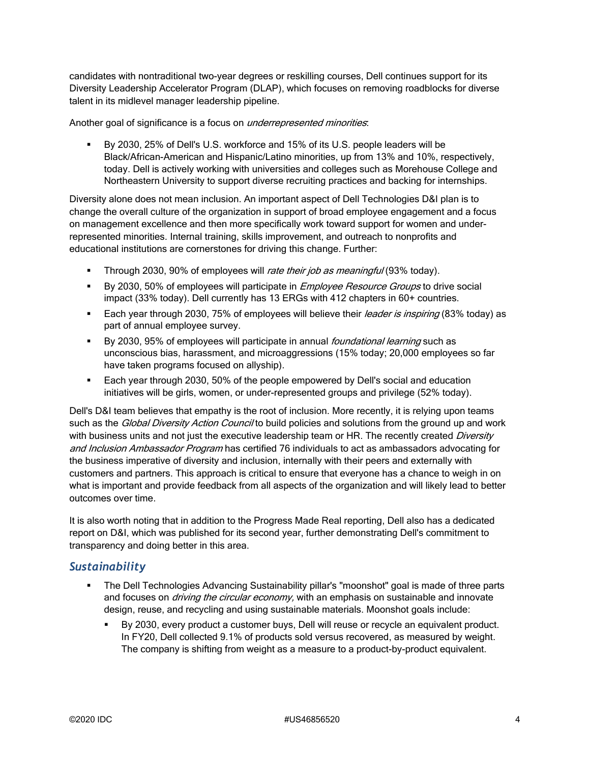candidates with nontraditional two-year degrees or reskilling courses, Dell continues support for its Diversity Leadership Accelerator Program (DLAP), which focuses on removing roadblocks for diverse talent in its midlevel manager leadership pipeline.

Another goal of significance is a focus on *underrepresented minorities*:

- By 2030, 25% of Dell's U.S. workforce and 15% of its U.S. people leaders will be Black/African-American and Hispanic/Latino minorities, up from 13% and 10%, respectively, today. Dell is actively working with universities and colleges such as Morehouse College and Northeastern University to support diverse recruiting practices and backing for internships.

Diversity alone does not mean inclusion. An important aspect of Dell Technologies D&I plan is to change the overall culture of the organization in support of broad employee engagement and a focus on management excellence and then more specifically work toward support for women and under-represented minorities. Internal training, skills improvement, and outreach to nonprofits and educational institutions are cornerstones for driving this change. Further:

- Through 2030, 90% of employees will *rate their job as meaningful* (93% today).
- By 2030, 50% of employees will participate in *Employee Resource Groups* to drive social impact (33% today). Dell currently has 13 ERGs with 412 chapters in 60+ countries.
- Each year through 2030, 75% of employees will believe their *leader is inspiring* (83% today) as part of annual employee survey.
- By 2030, 95% of employees will participate in annual *foundational learning* such as unconscious bias, harassment, and microaggressions (15% today; 20,000 employees so far have taken programs focused on allyship).
- Each year through 2030, 50% of the people empowered by Dell's social and education initiatives will be girls, women, or under-represented groups and privilege (52% today).

Dell's D&I team believes that empathy is the root of inclusion. More recently, it is relying upon teams such as the *Global Diversity Action Council* to build policies and solutions from the ground up and work with business units and not just the executive leadership team or HR. The recently created *Diversity and Inclusion Ambassador Program* has certified 76 individuals to act as ambassadors advocating for the business imperative of diversity and inclusion, internally with their peers and externally with customers and partners. This approach is critical to ensure that everyone has a chance to weigh in on what is important and provide feedback from all aspects of the organization and will likely lead to better outcomes over time.

It is also worth noting that in addition to the Progress Made Real reporting, Dell also has a dedicated report on D&I, which was published for its second year, further demonstrating Dell's commitment to transparency and doing better in this area.

## *Sustainability*

- The Dell Technologies Advancing Sustainability pillar's "moonshot" goal is made of three parts and focuses on *driving the circular economy,* with an emphasis on sustainable and innovate design, reuse, and recycling and using sustainable materials. Moonshot goals include:
  - By 2030, every product a customer buys, Dell will reuse or recycle an equivalent product. In FY20, Dell collected 9.1% of products sold versus recovered, as measured by weight. The company is shifting from weight as a measure to a product-by-product equivalent.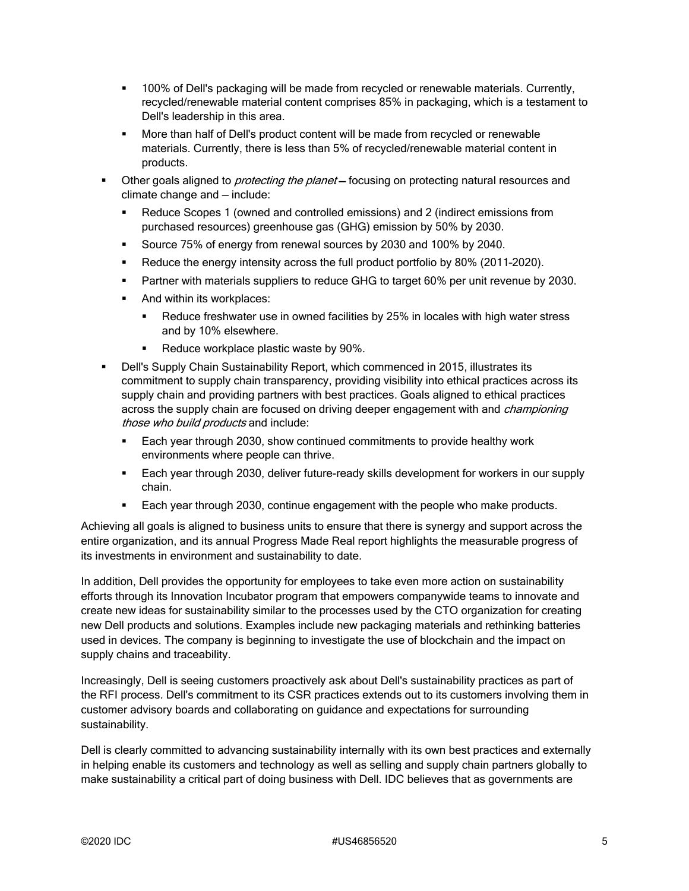- 100% of Dell's packaging will be made from recycled or renewable materials. Currently, recycled/renewable material content comprises 85% in packaging, which is a testament to Dell's leadership in this area.
- More than half of Dell's product content will be made from recycled or renewable materials. Currently, there is less than 5% of recycled/renewable material content in products.

- Other goals aligned to *protecting the planet* — focusing on protecting natural resources and climate change and — include:
  - Reduce Scopes 1 (owned and controlled emissions) and 2 (indirect emissions from purchased resources) greenhouse gas (GHG) emission by 50% by 2030.
  - Source 75% of energy from renewal sources by 2030 and 100% by 2040.
  - Reduce the energy intensity across the full product portfolio by 80% (2011-2020).
  - Partner with materials suppliers to reduce GHG to target 60% per unit revenue by 2030.
  - And within its workplaces:
    - Reduce freshwater use in owned facilities by 25% in locales with high water stress and by 10% elsewhere.
    - Reduce workplace plastic waste by 90%.
- Dell's Supply Chain Sustainability Report, which commenced in 2015, illustrates its commitment to supply chain transparency, providing visibility into ethical practices across its supply chain and providing partners with best practices. Goals aligned to ethical practices across the supply chain are focused on driving deeper engagement with and *championing those who build products* and include:
  - Each year through 2030, show continued commitments to provide healthy work environments where people can thrive.
  - Each year through 2030, deliver future-ready skills development for workers in our supply chain.
  - Each year through 2030, continue engagement with the people who make products.

Achieving all goals is aligned to business units to ensure that there is synergy and support across the entire organization, and its annual Progress Made Real report highlights the measurable progress of its investments in environment and sustainability to date.

In addition, Dell provides the opportunity for employees to take even more action on sustainability efforts through its Innovation Incubator program that empowers companywide teams to innovate and create new ideas for sustainability similar to the processes used by the CTO organization for creating new Dell products and solutions. Examples include new packaging materials and rethinking batteries used in devices. The company is beginning to investigate the use of blockchain and the impact on supply chains and traceability.

Increasingly, Dell is seeing customers proactively ask about Dell's sustainability practices as part of the RFI process. Dell's commitment to its CSR practices extends out to its customers involving them in customer advisory boards and collaborating on guidance and expectations for surrounding sustainability.

Dell is clearly committed to advancing sustainability internally with its own best practices and externally in helping enable its customers and technology as well as selling and supply chain partners globally to make sustainability a critical part of doing business with Dell. IDC believes that as governments are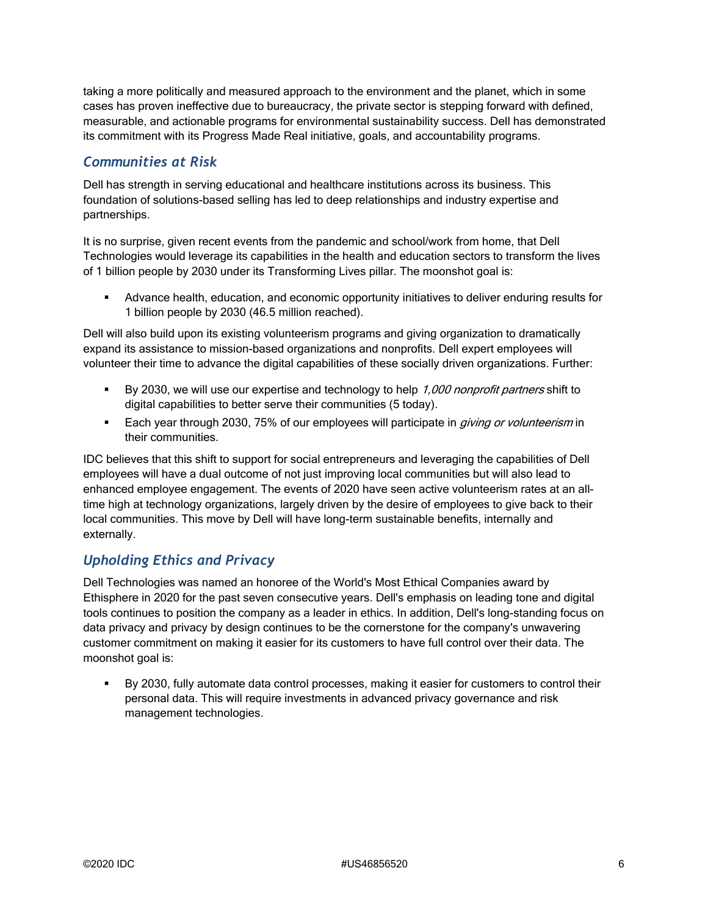taking a more politically and measured approach to the environment and the planet, which in some cases has proven ineffective due to bureaucracy, the private sector is stepping forward with defined, measurable, and actionable programs for environmental sustainability success. Dell has demonstrated its commitment with its Progress Made Real initiative, goals, and accountability programs.

### *Communities at Risk*

Dell has strength in serving educational and healthcare institutions across its business. This foundation of solutions-based selling has led to deep relationships and industry expertise and partnerships.

It is no surprise, given recent events from the pandemic and school/work from home, that Dell Technologies would leverage its capabilities in the health and education sectors to transform the lives of 1 billion people by 2030 under its Transforming Lives pillar. The moonshot goal is:

- Advance health, education, and economic opportunity initiatives to deliver enduring results for 1 billion people by 2030 (46.5 million reached).

Dell will also build upon its existing volunteerism programs and giving organization to dramatically expand its assistance to mission-based organizations and nonprofits. Dell expert employees will volunteer their time to advance the digital capabilities of these socially driven organizations. Further:

- By 2030, we will use our expertise and technology to help *1,000 nonprofit partners* shift to digital capabilities to better serve their communities (5 today).
- Each year through 2030, 75% of our employees will participate in *giving or volunteerism* in their communities.

IDC believes that this shift to support for social entrepreneurs and leveraging the capabilities of Dell employees will have a dual outcome of not just improving local communities but will also lead to enhanced employee engagement. The events of 2020 have seen active volunteerism rates at an all-time high at technology organizations, largely driven by the desire of employees to give back to their local communities. This move by Dell will have long-term sustainable benefits, internally and externally.

### *Upholding Ethics and Privacy*

Dell Technologies was named an honoree of the World's Most Ethical Companies award by Ethisphere in 2020 for the past seven consecutive years. Dell's emphasis on leading tone and digital tools continues to position the company as a leader in ethics. In addition, Dell's long-standing focus on data privacy and privacy by design continues to be the cornerstone for the company's unwavering customer commitment on making it easier for its customers to have full control over their data. The moonshot goal is:

- By 2030, fully automate data control processes, making it easier for customers to control their personal data. This will require investments in advanced privacy governance and risk management technologies.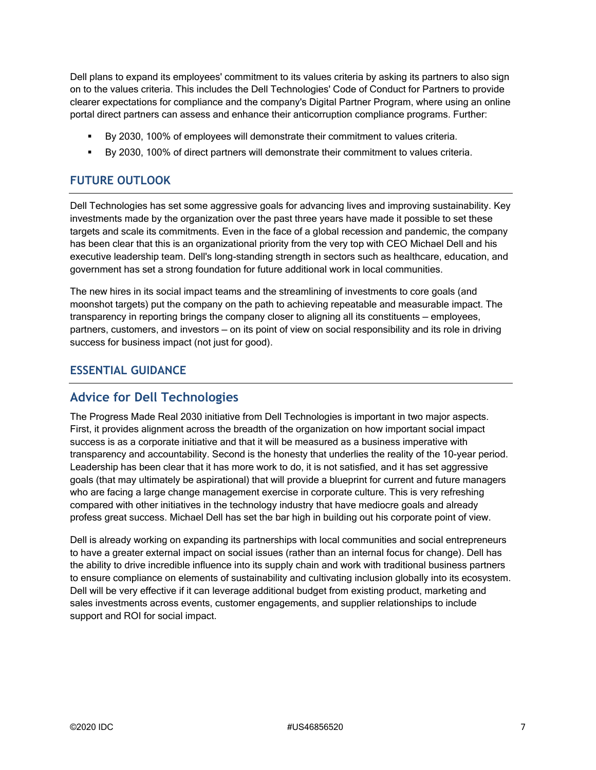Dell plans to expand its employees' commitment to its values criteria by asking its partners to also sign on to the values criteria. This includes the Dell Technologies' Code of Conduct for Partners to provide clearer expectations for compliance and the company's Digital Partner Program, where using an online portal direct partners can assess and enhance their anticorruption compliance programs. Further:

- By 2030, 100% of employees will demonstrate their commitment to values criteria.
- By 2030, 100% of direct partners will demonstrate their commitment to values criteria.

## FUTURE OUTLOOK

Dell Technologies has set some aggressive goals for advancing lives and improving sustainability. Key investments made by the organization over the past three years have made it possible to set these targets and scale its commitments. Even in the face of a global recession and pandemic, the company has been clear that this is an organizational priority from the very top with CEO Michael Dell and his executive leadership team. Dell's long-standing strength in sectors such as healthcare, education, and government has set a strong foundation for future additional work in local communities.

The new hires in its social impact teams and the streamlining of investments to core goals (and moonshot targets) put the company on the path to achieving repeatable and measurable impact. The transparency in reporting brings the company closer to aligning all its constituents — employees, partners, customers, and investors — on its point of view on social responsibility and its role in driving success for business impact (not just for good).

## ESSENTIAL GUIDANCE

### Advice for Dell Technologies

The Progress Made Real 2030 initiative from Dell Technologies is important in two major aspects. First, it provides alignment across the breadth of the organization on how important social impact success is as a corporate initiative and that it will be measured as a business imperative with transparency and accountability. Second is the honesty that underlies the reality of the 10-year period. Leadership has been clear that it has more work to do, it is not satisfied, and it has set aggressive goals (that may ultimately be aspirational) that will provide a blueprint for current and future managers who are facing a large change management exercise in corporate culture. This is very refreshing compared with other initiatives in the technology industry that have mediocre goals and already profess great success. Michael Dell has set the bar high in building out his corporate point of view.

Dell is already working on expanding its partnerships with local communities and social entrepreneurs to have a greater external impact on social issues (rather than an internal focus for change). Dell has the ability to drive incredible influence into its supply chain and work with traditional business partners to ensure compliance on elements of sustainability and cultivating inclusion globally into its ecosystem. Dell will be very effective if it can leverage additional budget from existing product, marketing and sales investments across events, customer engagements, and supplier relationships to include support and ROI for social impact.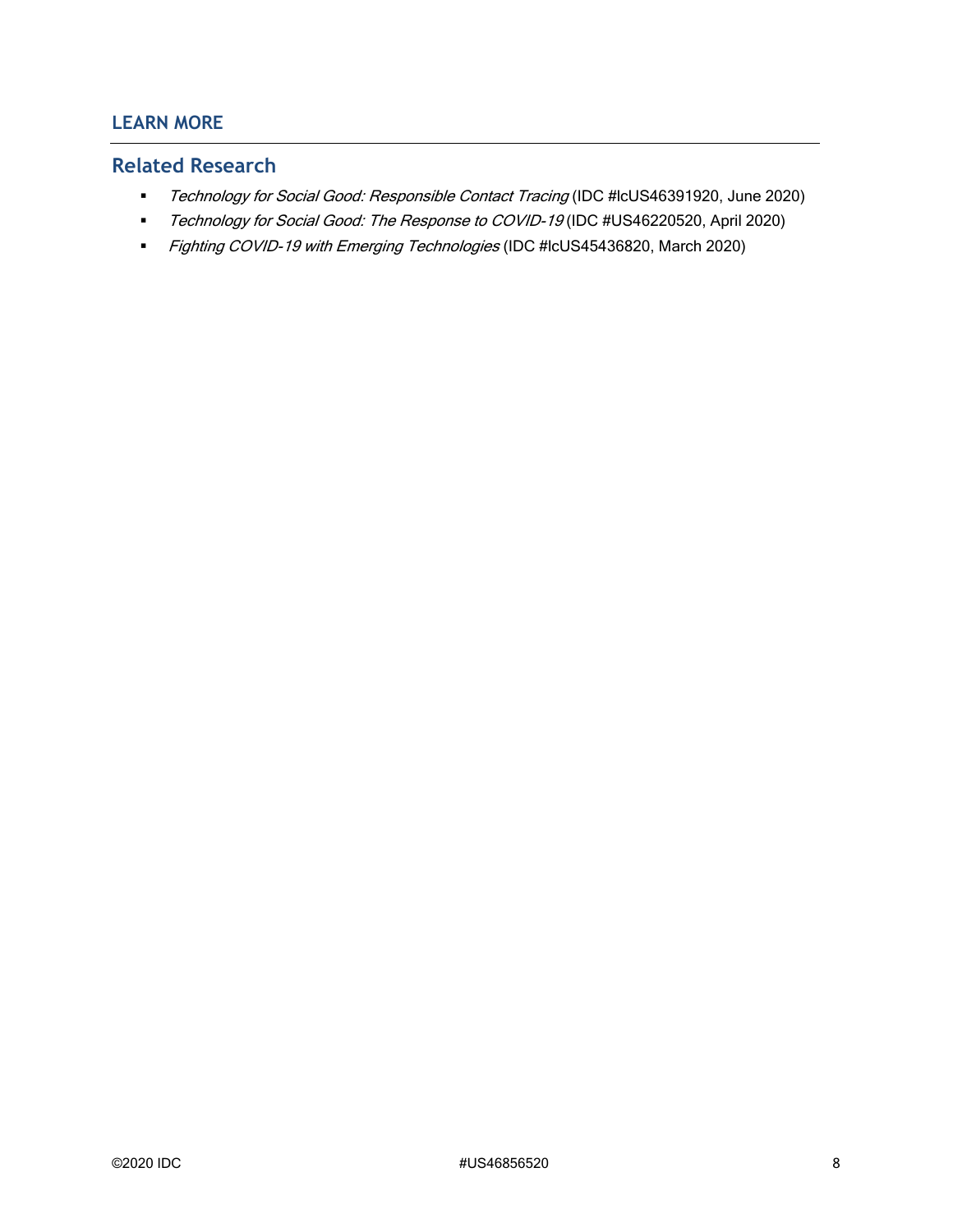## LEARN MORE

### Related Research

- *Technology for Social Good: Responsible Contact Tracing* (IDC #lcUS46391920, June 2020)
- *Technology for Social Good: The Response to COVID-19* (IDC #US46220520, April 2020)
- *Fighting COVID-19 with Emerging Technologies* (IDC #lcUS45436820, March 2020)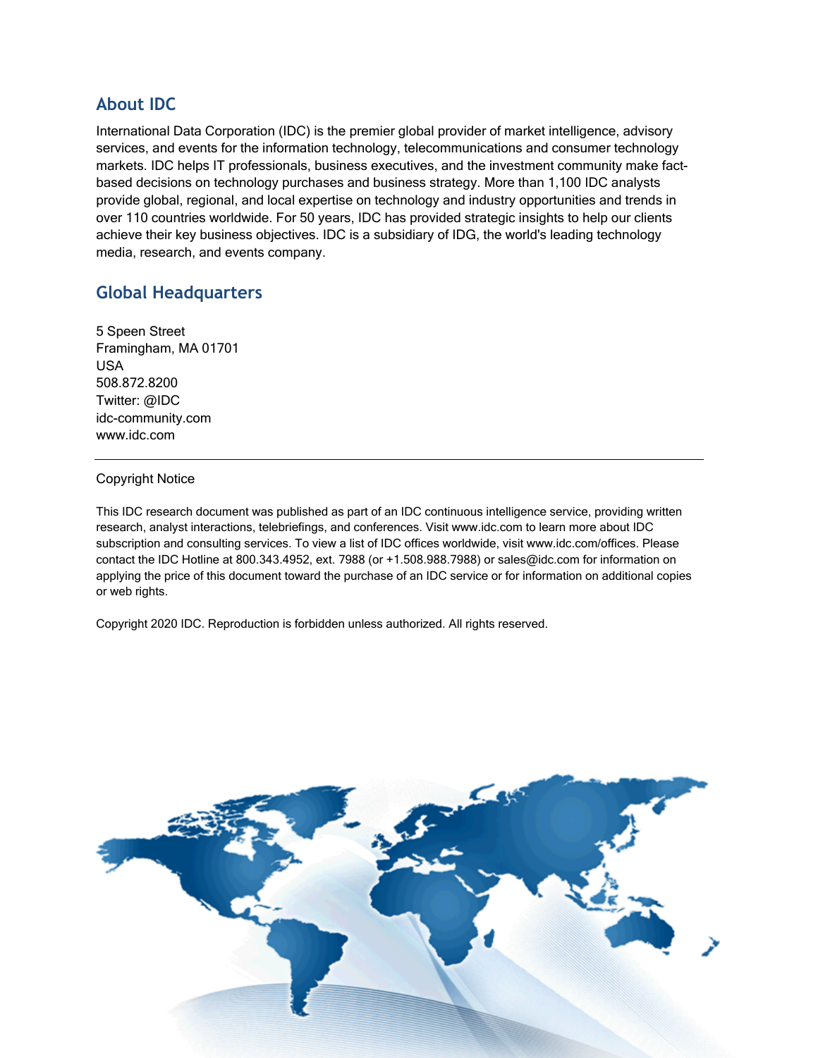## About IDC

International Data Corporation (IDC) is the premier global provider of market intelligence, advisory services, and events for the information technology, telecommunications and consumer technology markets. IDC helps IT professionals, business executives, and the investment community make fact-based decisions on technology purchases and business strategy. More than 1,100 IDC analysts provide global, regional, and local expertise on technology and industry opportunities and trends in over 110 countries worldwide. For 50 years, IDC has provided strategic insights to help our clients achieve their key business objectives. IDC is a subsidiary of IDG, the world's leading technology media, research, and events company.

## Global Headquarters

5 Speen Street
Framingham, MA 01701
USA
508.872.8200
Twitter: @IDC
idc-community.com
www.idc.com

---

Copyright Notice

This IDC research document was published as part of an IDC continuous intelligence service, providing written research, analyst interactions, telebriefings, and conferences. Visit www.idc.com to learn more about IDC subscription and consulting services. To view a list of IDC offices worldwide, visit www.idc.com/offices. Please contact the IDC Hotline at 800.343.4952, ext. 7988 (or +1.508.988.7988) or sales@idc.com for information on applying the price of this document toward the purchase of an IDC service or for information on additional copies or web rights.

Copyright 2020 IDC. Reproduction is forbidden unless authorized. All rights reserved.